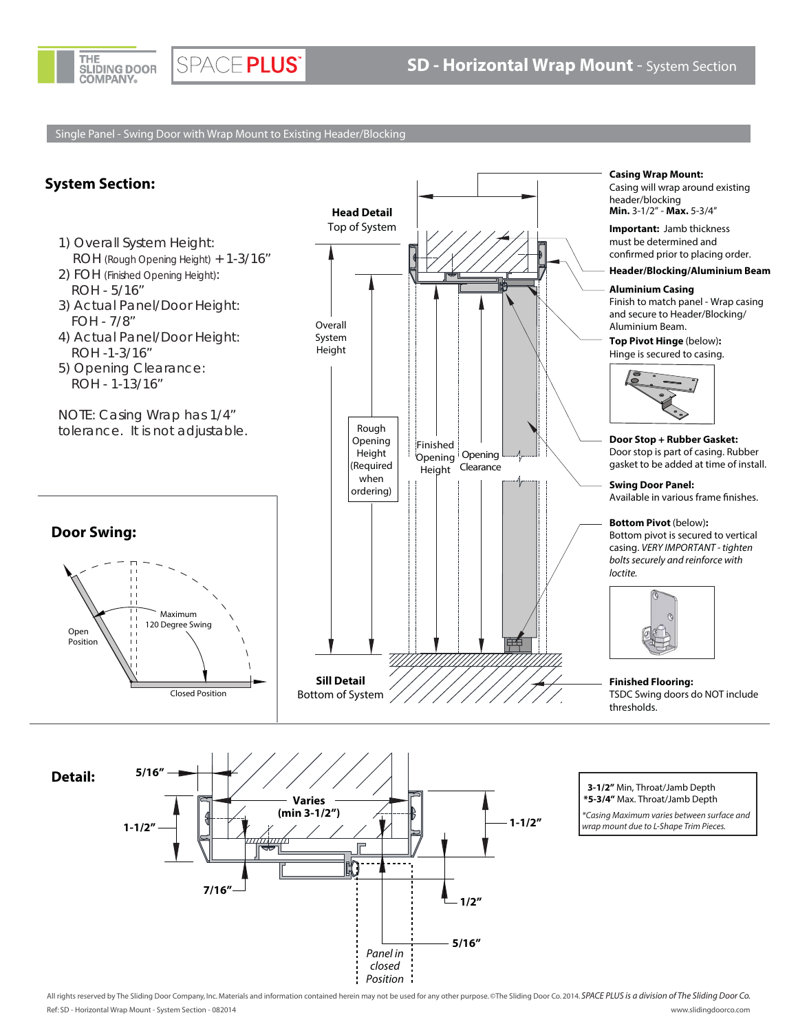# SD - Horizontal Wrap Mount - System Section

Single Panel - Swing Door with Wrap Mount to Existing Header/Blocking

## System Section:

1) Overall System Height:
   ROH (Rough Opening Height) + 1-3/16"
2) FOH (Finished Opening Height):
   ROH - 5/16"
3) Actual Panel/Door Height:
   FOH - 7/8"
4) Actual Panel/Door Height:
   ROH -1-3/16"
5) Opening Clearance:
   ROH - 1-13/16"

NOTE: Casing Wrap has 1/4" tolerance. It is not adjustable.

**Head Detail**
Top of System

Overall System Height

Rough Opening Height (Required when ordering)

Finished Opening Height

Opening Clearance

**Sill Detail**
Bottom of System

**Casing Wrap Mount:**
Casing will wrap around existing header/blocking
**Min.** 3-1/2" - **Max.** 5-3/4"

**Important:** Jamb thickness must be determined and confirmed prior to placing order.

**Header/Blocking/Aluminium Beam**

**Aluminium Casing**
Finish to match panel - Wrap casing and secure to Header/Blocking/ Aluminium Beam.

**Top Pivot Hinge** (below):
Hinge is secured to casing.

**Door Stop + Rubber Gasket:**
Door stop is part of casing. Rubber gasket to be added at time of install.

**Swing Door Panel:**
Available in various frame finishes.

**Bottom Pivot** (below):
Bottom pivot is secured to vertical casing. *VERY IMPORTANT - tighten bolts securely and reinforce with loctite.*

**Finished Flooring:**
TSDC Swing doors do NOT include thresholds.

## Door Swing:

Open Position

Maximum 120 Degree Swing

Closed Position

## Detail:

5/16"

1-1/2"

**Varies (min 3-1/2")**

1-1/2"

7/16"

1/2"

5/16"

*Panel in closed Position*

**3-1/2"** Min, Throat/Jamb Depth
***5-3/4"** Max. Throat/Jamb Depth
*\*Casing Maximum varies between surface and wrap mount due to L-Shape Trim Pieces.*

All rights reserved by The Sliding Door Company, Inc. Materials and information contained herein may not be used for any other purpose. ©The Sliding Door Co. 2014. *SPACE PLUS is a division of The Sliding Door Co.*

Ref: SD - Horizontal Wrap Mount - System Section - 082014

www.slidingdoorco.com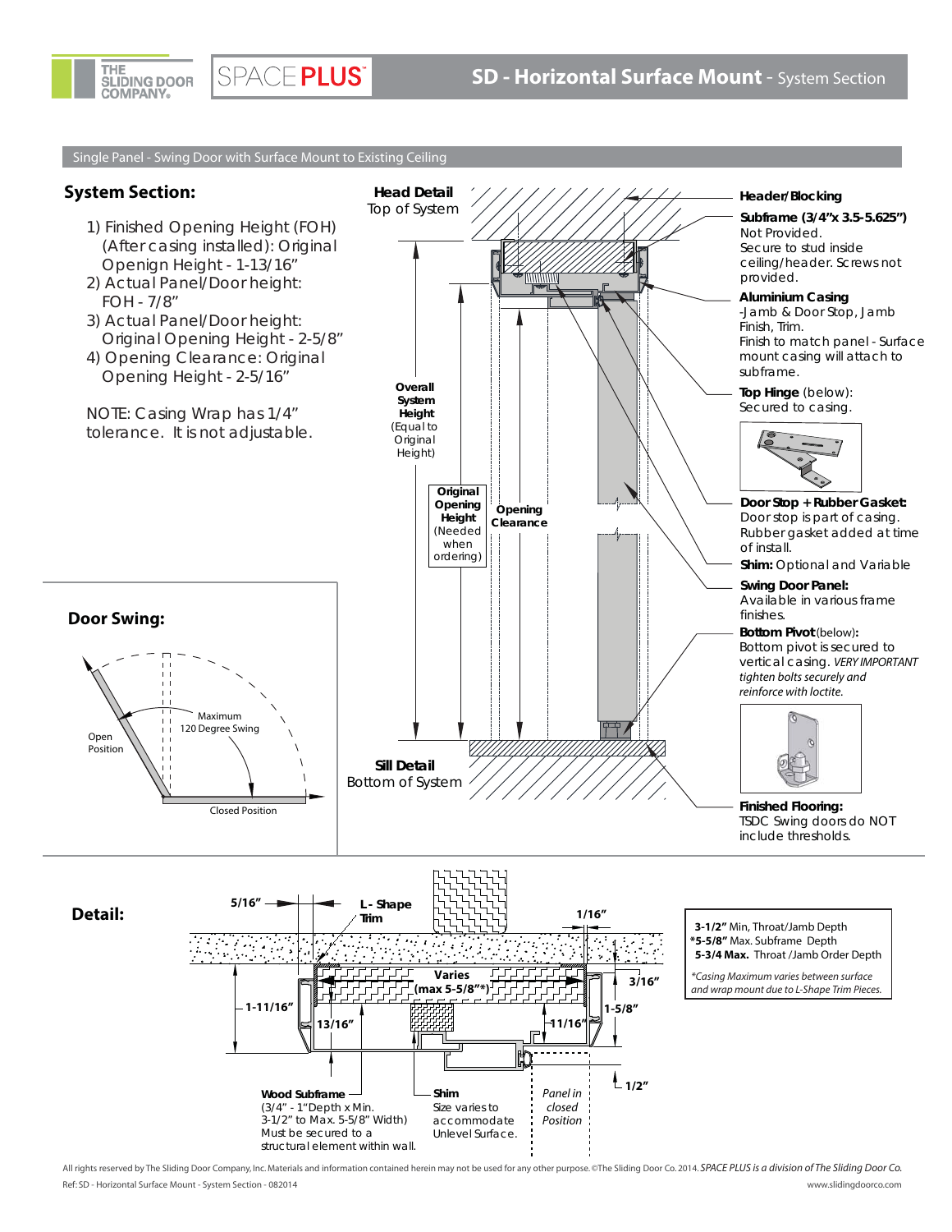# SD - Horizontal Surface Mount - System Section

Single Panel - Swing Door with Surface Mount to Existing Ceiling

## System Section:

1) Finished Opening Height (FOH) (After casing installed): Original Openign Height - 1-13/16"
2) Actual Panel/Door height: FOH - 7/8"
3) Actual Panel/Door height: Original Opening Height - 2-5/8"
4) Opening Clearance: Original Opening Height - 2-5/16"

NOTE: Casing Wrap has 1/4" tolerance. It is not adjustable.

**Head Detail**
Top of System

**Overall System Height** (Equal to Original Height)

**Original Opening Height** (Needed when ordering)

**Opening Clearance**

**Sill Detail**
Bottom of System

**Header/Blocking**

**Subframe (3/4"x 3.5-5.625")**
Not Provided.
Secure to stud inside ceiling/header. Screws not provided.

**Aluminium Casing**
-Jamb & Door Stop, Jamb Finish, Trim.
Finish to match panel - Surface mount casing will attach to subframe.

**Top Hinge** (below):
Secured to casing.

**Door Stop + Rubber Gasket:**
Door stop is part of casing. Rubber gasket added at time of install.

**Shim:** Optional and Variable

**Swing Door Panel:**
Available in various frame finishes.

**Bottom Pivot** (below):
Bottom pivot is secured to vertical casing. *VERY IMPORTANT tighten bolts securely and reinforce with loctite.*

**Finished Flooring:**
TSDC Swing doors do NOT include thresholds.

## Door Swing:

Open Position

Maximum 120 Degree Swing

Closed Position

## Detail:

5/16"

L - Shape Trim

1/16"

Varies (max 5-5/8"*)

3/16"

1-11/16"

13/16"

11/16"

1-5/8"

1/2"

**Wood Subframe**
(3/4" - 1"Depth x Min. 3-1/2" to Max. 5-5/8" Width)
Must be secured to a structural element within wall.

**Shim**
Size varies to accommodate Unlevel Surface.

*Panel in closed Position*

**3-1/2"** Min, Throat/Jamb Depth
***5-5/8"** Max. Subframe Depth
**5-3/4 Max.** Throat /Jamb Order Depth

*\*Casing Maximum varies between surface and wrap mount due to L-Shape Trim Pieces.*

All rights reserved by The Sliding Door Company, Inc. Materials and information contained herein may not be used for any other purpose. ©The Sliding Door Co. 2014. *SPACE PLUS is a division of The Sliding Door Co.*

Ref: SD - Horizontal Surface Mount - System Section - 082014

www.slidingdoorco.com